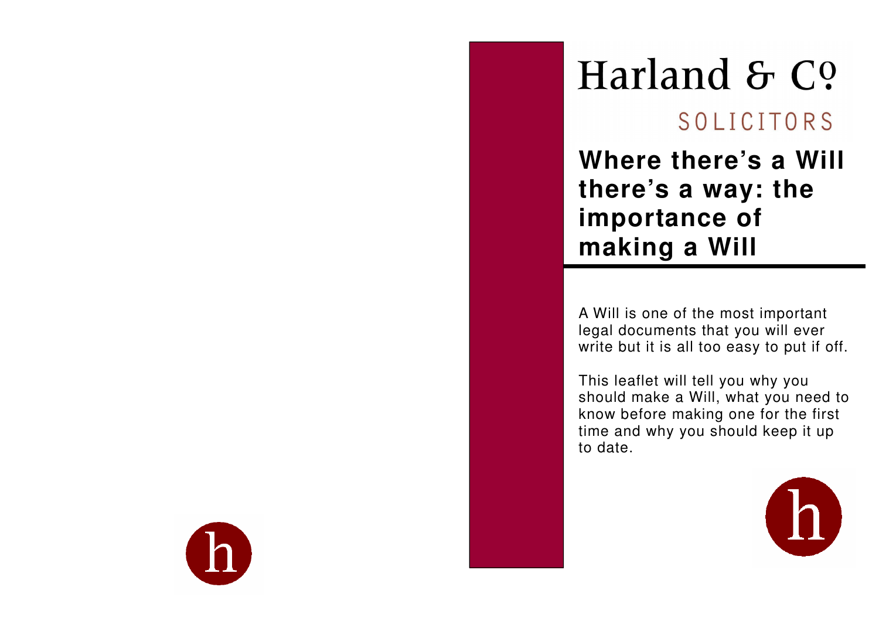# Harland & Co

SOLICITORS

## Where there's a Will there's a way: the importance of making a Will

A Will is one of the most important legal documents that you will ever write but it is all too easy to put if off.

This leaflet will tell you why you should make a Will, what you need to know before making one for the first time and why you should keep it up to date.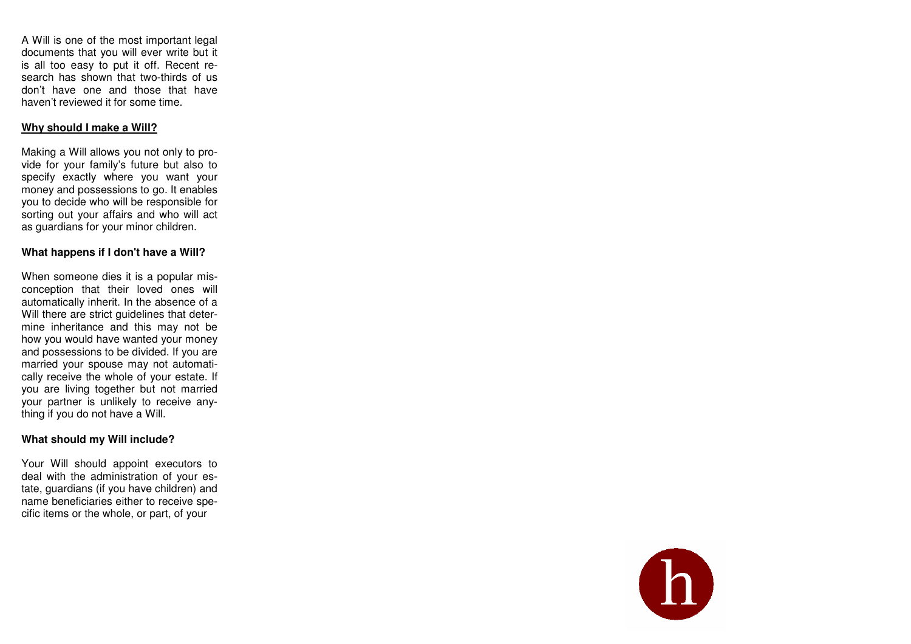A Will is one of the most important legal documents that you will ever write but it is all too easy to put it off. Recent research has shown that two-thirds of us don't have one and those that have haven't reviewed it for some time.

**Why should I make a Will?**

Making a Will allows you not only to provide for your family's future but also to specify exactly where you want your money and possessions to go. It enables you to decide who will be responsible for sorting out your affairs and who will act as guardians for your minor children.

**What happens if I don't have a Will?**

When someone dies it is a popular misconception that their loved ones will automatically inherit. In the absence of a Will there are strict guidelines that determine inheritance and this may not be how you would have wanted your money and possessions to be divided. If you are married your spouse may not automatically receive the whole of your estate. If you are living together but not married your partner is unlikely to receive anything if you do not have a Will.

**What should my Will include?**

Your Will should appoint executors to deal with the administration of your estate, guardians (if you have children) and name beneficiaries either to receive specific items or the whole, or part, of your